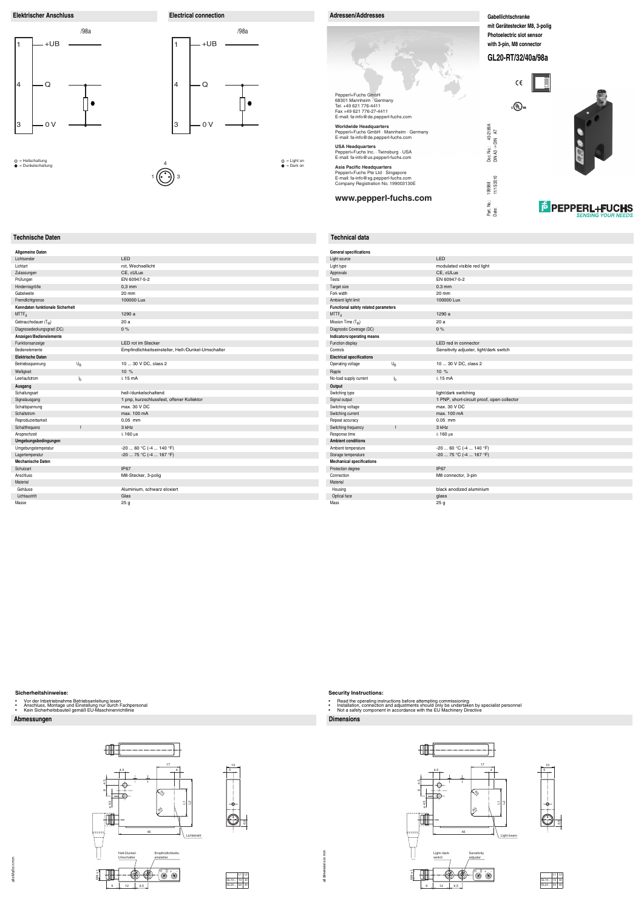## Elektrischer Anschluss

/98a

1 +UB

4 Q

3 0 V

○ = Hellschaltung
● = Dunkelschaltung

## Electrical connection

/98a

1 +UB

4 Q

3 0 V

○ = Light on
● = Dark on

## Adressen/Addresses

Pepperl+Fuchs GmbH
68301 Mannheim · Germany
Tel. +49 621 776-4411
Fax +49 621 776-27-4411
E-mail: fa-info@de.pepperl-fuchs.com

**Worldwide Headquarters**
Pepperl+Fuchs GmbH · Mannheim · Germany
E-mail: fa-info@de.pepperl-fuchs.com

**USA Headquarters**
Pepperl+Fuchs Inc. · Twinsburg · USA
E-mail: fa-info@us.pepperl-fuchs.com

**Asia Pacific Headquarters**
Pepperl+Fuchs Pte Ltd · Singapore
E-mail: fa-info@sg.pepperl-fuchs.com
Company Registration No. 199003130E

**www.pepperl-fuchs.com**

**Gabellichtschranke mit Gerätestecker M8, 3-polig**
**Photoelectric slot sensor with 3-pin, M8 connector**

# GL20-RT/32/40a/98a

Doc. No.: 45-2188A
DIN A3 -> DIN A7
Part. No.: 199988
Date: 11/15/2010

PEPPERL+FUCHS
SENSING YOUR NEEDS

## Technische Daten

| | | |
|---|---|---|
| **Allgemeine Daten** | | |
| Lichtsender | | LED |
| Lichtart | | rot, Wechsellicht |
| Zulassungen | | CE, cULus |
| Prüfungen | | EN 60947-5-2 |
| Hindernisgröße | | 0,3 mm |
| Gabelweite | | 20 mm |
| Fremdlichtgrenze | | 100000 Lux |
| **Kenndaten funktionale Sicherheit** | | |
| $MTTF_d$ | | 1290 a |
| Gebrauchsdauer ($T_M$) | | 20 a |
| Diagnosedeckungsgrad (DC) | | 0 % |
| **Anzeigen/Bedienelemente** | | |
| Funktionsanzeige | | LED rot im Stecker |
| Bedienelemente | | Empfindlichkeitseinsteller, Hell-/Dunkel-Umschalter |
| **Elektrische Daten** | | |
| Betriebsspannung | $U_B$ | 10 ... 30 V DC, class 2 |
| Welligkeit | | 10 % |
| Leerlaufstrom | $I_0$ | ≤ 15 mA |
| **Ausgang** | | |
| Schaltungsart | | hell-/dunkelschaltend |
| Signalausgang | | 1 pnp, kurzschlussfest, offener Kollektor |
| Schaltspannung | | max. 30 V DC |
| Schaltstrom | | max. 100 mA |
| Reproduzierbarkeit | | 0,05 mm |
| Schaltfrequenz | f | 3 kHz |
| Ansprechzeit | | ≤ 160 µs |
| **Umgebungsbedingungen** | | |
| Umgebungstemperatur | | -20 ... 60 °C (-4 ... 140 °F) |
| Lagertemperatur | | -20 ... 75 °C (-4 ... 167 °F) |
| **Mechanische Daten** | | |
| Schutzart | | IP67 |
| Anschluss | | M8-Stecker, 3-polig |
| Material | | |
| Gehäuse | | Aluminium, schwarz eloxiert |
| Lichtaustritt | | Glas |
| Masse | | 25 g |

## Technical data

| | | |
|---|---|---|
| **General specifications** | | |
| Light source | | LED |
| Light type | | modulated visible red light |
| Approvals | | CE, cULus |
| Tests | | EN 60947-5-2 |
| Target size | | 0.3 mm |
| Fork width | | 20 mm |
| Ambient light limit | | 100000 Lux |
| **Functional safety related parameters** | | |
| $MTTF_d$ | | 1290 a |
| Mission Time ($T_M$) | | 20 a |
| Diagnostic Coverage (DC) | | 0 % |
| **Indicators/operating means** | | |
| Function display | | LED red in connector |
| Controls | | Sensitivity adjuster, light/dark switch |
| **Electrical specifications** | | |
| Operating voltage | $U_B$ | 10 ... 30 V DC, class 2 |
| Ripple | | 10 % |
| No-load supply current | $I_0$ | ≤ 15 mA |
| **Output** | | |
| Switching type | | light/dark switching |
| Signal output | | 1 PNP, short-circuit proof, open collector |
| Switching voltage | | max. 30 V DC |
| Switching current | | max. 100 mA |
| Repeat accuracy | | 0.05 mm |
| Switching frequency | f | 3 kHz |
| Response time | | ≤ 160 µs |
| **Ambient conditions** | | |
| Ambient temperature | | -20 ... 60 °C (-4 ... 140 °F) |
| Storage temperature | | -20 ... 75 °C (-4 ... 167 °F) |
| **Mechanical specifications** | | |
| Protection degree | | IP67 |
| Connection | | M8 connector, 3-pin |
| Material | | |
| Housing | | black anodized aluminium |
| Optical face | | glass |
| Mass | | 25 g |

### Sicherheitshinweise:

- Vor der Inbetriebnahme Betriebsanleitung lesen
- Anschluss, Montage und Einstellung nur durch Fachpersonal
- Kein Sicherheitsbauteil gemäß EU-Maschinenrichtlinie

### Security Instructions:

- Read the operating instructions before attempting commissioning
- Installation, connection and adjustments should only be undertaken by specialist personnel
- Not a safety component in accordance with the EU Machinery Directive

## Abmessungen

alle Maße in mm

Hell-Dunkel-Umschalter · Empfindlichkeitseinsteller · Lichtstrahl

## Dimensions

all dimensions in mm

Light-/dark switch · Sensitivity adjuster · Light beam

| | L1 | L2 |
|---|---|---|
| GL10... | 10 | 30 |
| GL20... | 20 | 40 |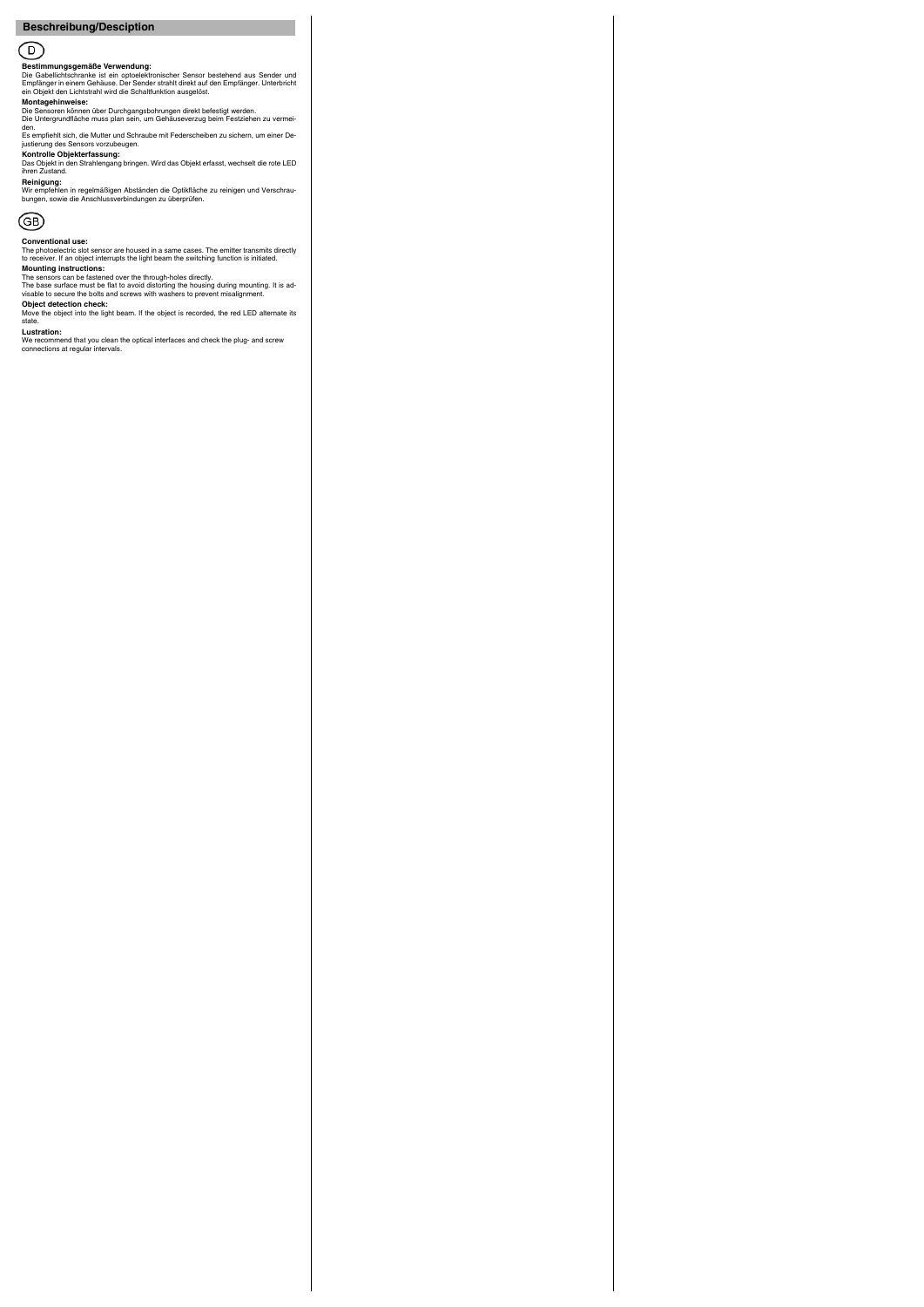## Beschreibung/Desciption

(D)

**Bestimmungsgemäße Verwendung:**
Die Gabellichtschranke ist ein optoelektronischer Sensor bestehend aus Sender und Empfänger in einem Gehäuse. Der Sender strahlt direkt auf den Empfänger. Unterbricht ein Objekt den Lichtstrahl wird die Schaltfunktion ausgelöst.

**Montagehinweise:**
Die Sensoren können über Durchgangsbohrungen direkt befestigt werden.
Die Untergrundfläche muss plan sein, um Gehäuseverzug beim Festziehen zu vermeiden.
Es empfiehlt sich, die Mutter und Schraube mit Federscheiben zu sichern, um einer Dejustierung des Sensors vorzubeugen.

**Kontrolle Objekterfassung:**
Das Objekt in den Strahlengang bringen. Wird das Objekt erfasst, wechselt die rote LED ihren Zustand.

**Reinigung:**
Wir empfehlen in regelmäßigen Abständen die Optikfläche zu reinigen und Verschraubungen, sowie die Anschlussverbindungen zu überprüfen.

(GB)

**Conventional use:**
The photoelectric slot sensor are housed in a same cases. The emitter transmits directly to receiver. If an object interrupts the light beam the switching function is initiated.

**Mounting instructions:**
The sensors can be fastened over the through-holes directly.
The base surface must be flat to avoid distorting the housing during mounting. It is advisable to secure the bolts and screws with washers to prevent misalignment.

**Object detection check:**
Move the object into the light beam. If the object is recorded, the red LED alternate its state.

**Lustration:**
We recommend that you clean the optical interfaces and check the plug- and screw connections at regular intervals.